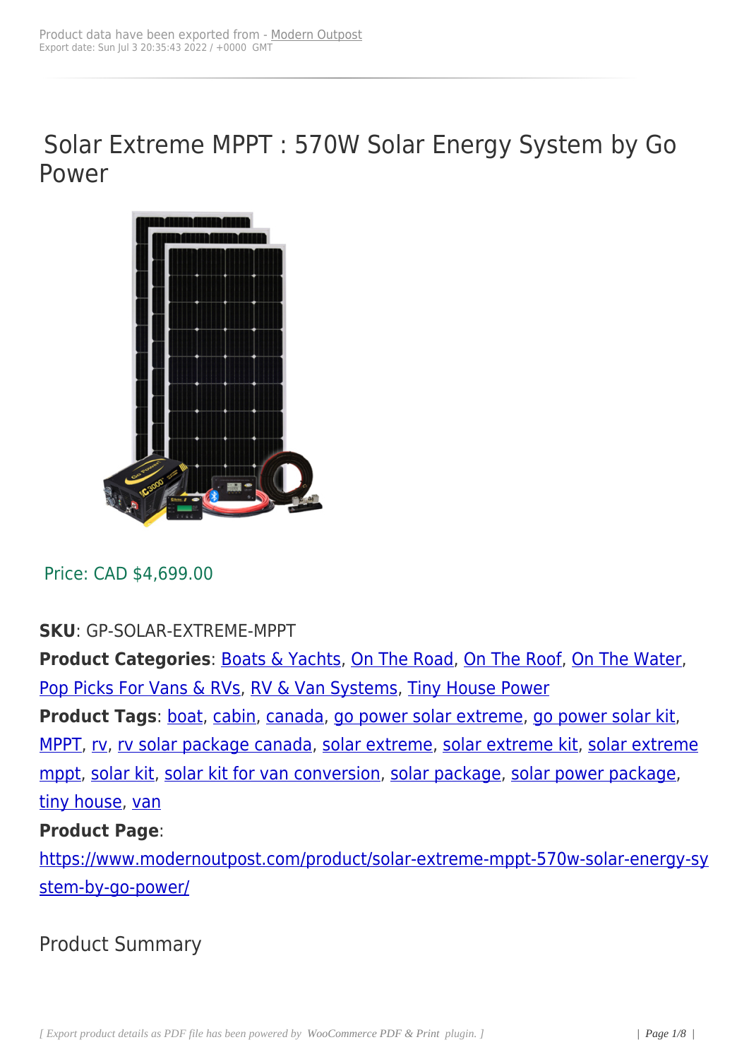Product data have been exported from - Modern Outpost
Export date: Sun Jul 3 20:35:43 2022 / +0000 GMT

# Solar Extreme MPPT : 570W Solar Energy System by Go Power

Price: CAD $4,699.00

**SKU**: GP-SOLAR-EXTREME-MPPT
**Product Categories**: Boats & Yachts, On The Road, On The Roof, On The Water, Pop Picks For Vans & RVs, RV & Van Systems, Tiny House Power
**Product Tags**: boat, cabin, canada, go power solar extreme, go power solar kit, MPPT, rv, rv solar package canada, solar extreme, solar extreme kit, solar extreme mppt, solar kit, solar kit for van conversion, solar package, solar power package, tiny house, van
**Product Page**: https://www.modernoutpost.com/product/solar-extreme-mppt-570w-solar-energy-system-by-go-power/

## Product Summary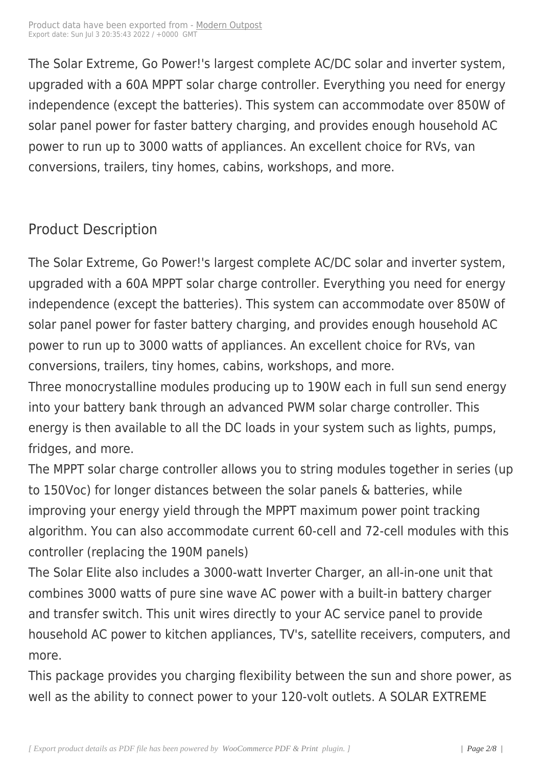The Solar Extreme, Go Power!'s largest complete AC/DC solar and inverter system, upgraded with a 60A MPPT solar charge controller. Everything you need for energy independence (except the batteries). This system can accommodate over 850W of solar panel power for faster battery charging, and provides enough household AC power to run up to 3000 watts of appliances. An excellent choice for RVs, van conversions, trailers, tiny homes, cabins, workshops, and more.

## Product Description

The Solar Extreme, Go Power!'s largest complete AC/DC solar and inverter system, upgraded with a 60A MPPT solar charge controller. Everything you need for energy independence (except the batteries). This system can accommodate over 850W of solar panel power for faster battery charging, and provides enough household AC power to run up to 3000 watts of appliances. An excellent choice for RVs, van conversions, trailers, tiny homes, cabins, workshops, and more.

Three monocrystalline modules producing up to 190W each in full sun send energy into your battery bank through an advanced PWM solar charge controller. This energy is then available to all the DC loads in your system such as lights, pumps, fridges, and more.

The MPPT solar charge controller allows you to string modules together in series (up to 150Voc) for longer distances between the solar panels & batteries, while improving your energy yield through the MPPT maximum power point tracking algorithm. You can also accommodate current 60-cell and 72-cell modules with this controller (replacing the 190M panels)

The Solar Elite also includes a 3000-watt Inverter Charger, an all-in-one unit that combines 3000 watts of pure sine wave AC power with a built-in battery charger and transfer switch. This unit wires directly to your AC service panel to provide household AC power to kitchen appliances, TV's, satellite receivers, computers, and more.

This package provides you charging flexibility between the sun and shore power, as well as the ability to connect power to your 120-volt outlets. A SOLAR EXTREME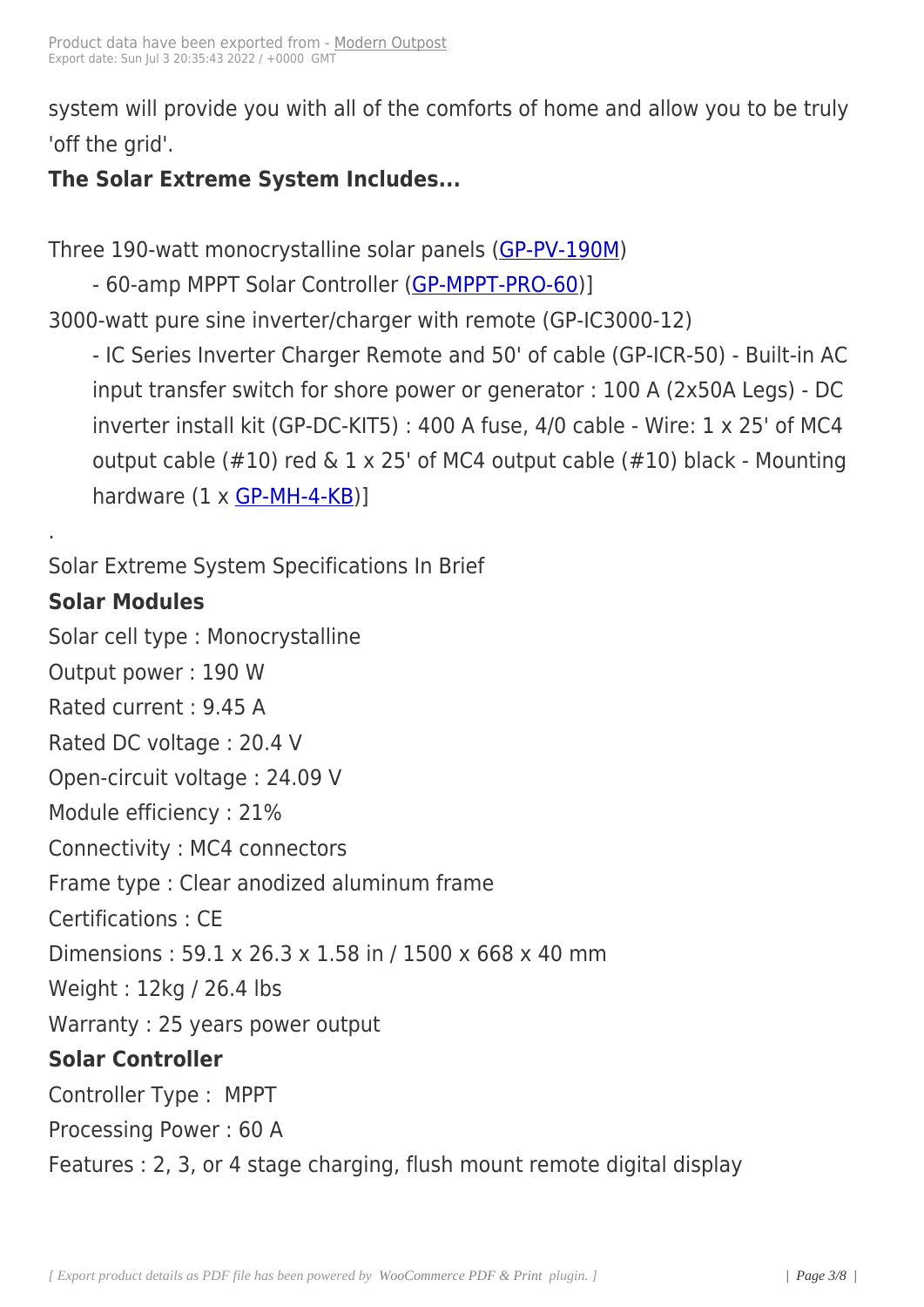system will provide you with all of the comforts of home and allow you to be truly 'off the grid'.

**The Solar Extreme System Includes...**

Three 190-watt monocrystalline solar panels (GP-PV-190M)

- 60-amp MPPT Solar Controller (GP-MPPT-PRO-60)]

3000-watt pure sine inverter/charger with remote (GP-IC3000-12)

- IC Series Inverter Charger Remote and 50' of cable (GP-ICR-50) - Built-in AC input transfer switch for shore power or generator : 100 A (2x50A Legs) - DC inverter install kit (GP-DC-KIT5) : 400 A fuse, 4/0 cable - Wire: 1 x 25' of MC4 output cable (#10) red & 1 x 25' of MC4 output cable (#10) black - Mounting hardware (1 x GP-MH-4-KB)]

.

Solar Extreme System Specifications In Brief

**Solar Modules**

Solar cell type : Monocrystalline

Output power : 190 W

Rated current : 9.45 A

Rated DC voltage : 20.4 V

Open-circuit voltage : 24.09 V

Module efficiency : 21%

Connectivity : MC4 connectors

Frame type : Clear anodized aluminum frame

Certifications : CE

Dimensions : 59.1 x 26.3 x 1.58 in / 1500 x 668 x 40 mm

Weight : 12kg / 26.4 lbs

Warranty : 25 years power output

**Solar Controller**

Controller Type : MPPT

Processing Power : 60 A

Features : 2, 3, or 4 stage charging, flush mount remote digital display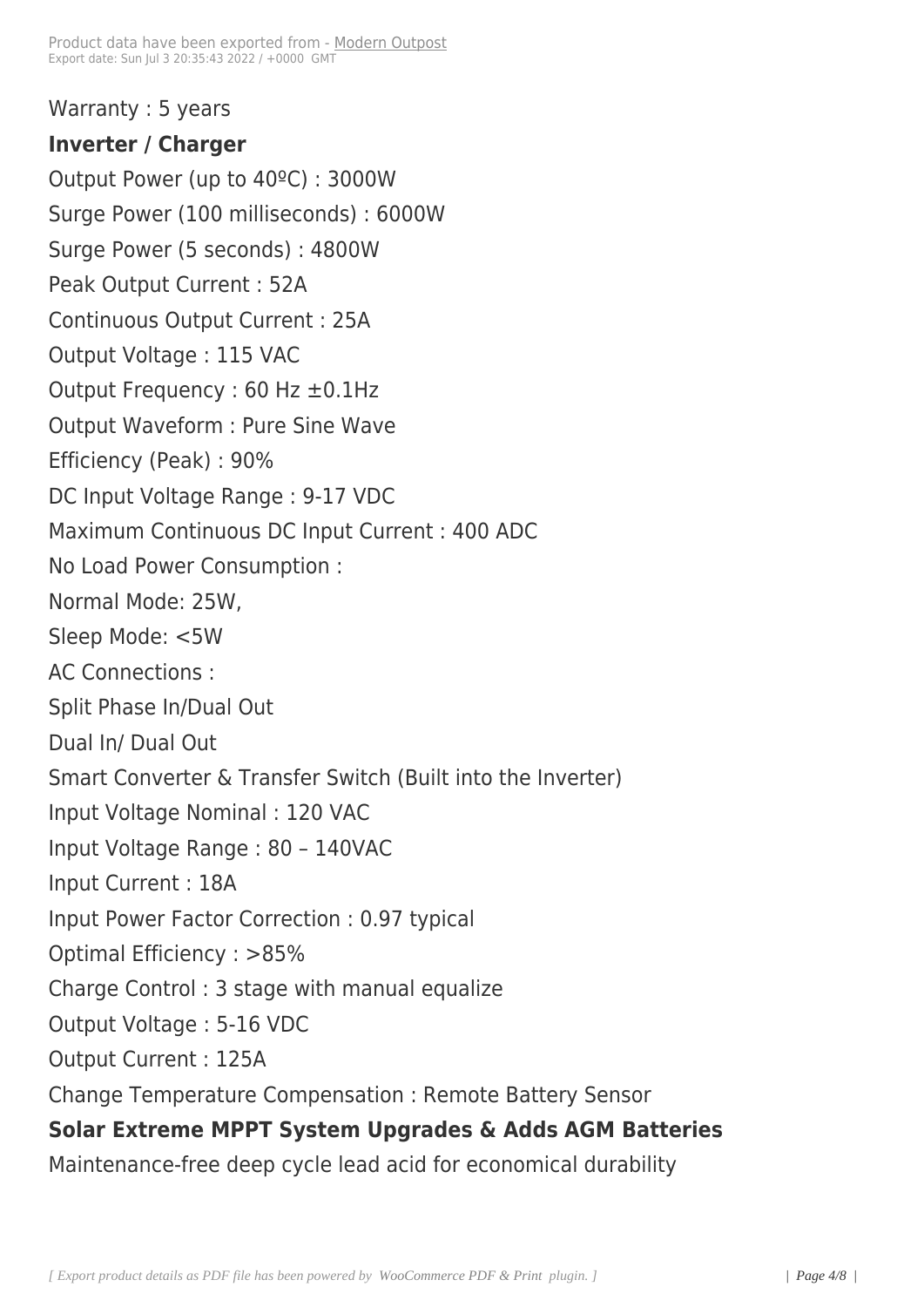Warranty : 5 years

**Inverter / Charger**

Output Power (up to 40ºC) : 3000W

Surge Power (100 milliseconds) : 6000W

Surge Power (5 seconds) : 4800W

Peak Output Current : 52A

Continuous Output Current : 25A

Output Voltage : 115 VAC

Output Frequency : 60 Hz ±0.1Hz

Output Waveform : Pure Sine Wave

Efficiency (Peak) : 90%

DC Input Voltage Range : 9-17 VDC

Maximum Continuous DC Input Current : 400 ADC

No Load Power Consumption :

Normal Mode: 25W,

Sleep Mode: <5W

AC Connections :

Split Phase In/Dual Out

Dual In/ Dual Out

Smart Converter & Transfer Switch (Built into the Inverter)

Input Voltage Nominal : 120 VAC

Input Voltage Range : 80 – 140VAC

Input Current : 18A

Input Power Factor Correction : 0.97 typical

Optimal Efficiency : >85%

Charge Control : 3 stage with manual equalize

Output Voltage : 5-16 VDC

Output Current : 125A

Change Temperature Compensation : Remote Battery Sensor

**Solar Extreme MPPT System Upgrades & Adds AGM Batteries**

Maintenance-free deep cycle lead acid for economical durability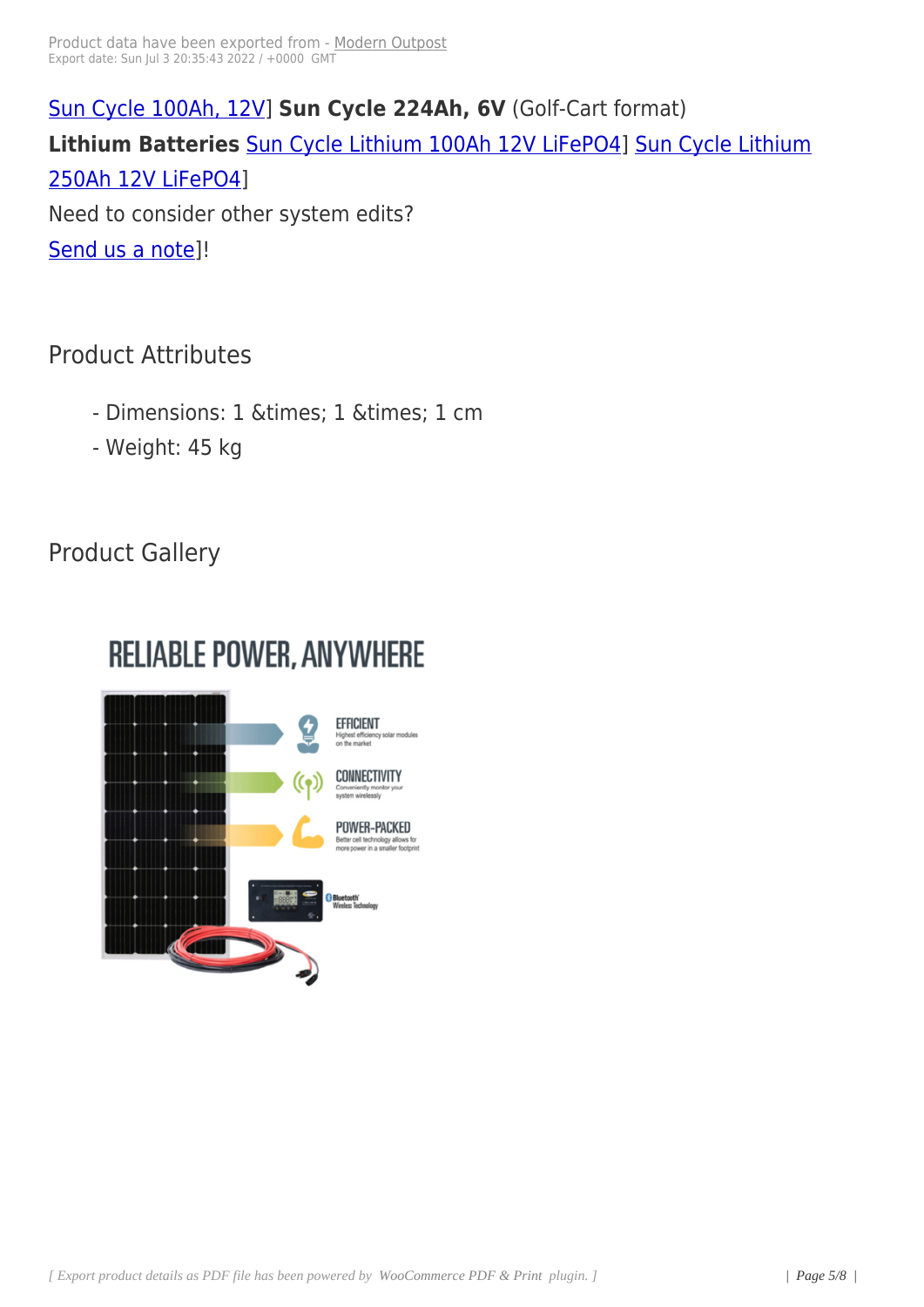Sun Cycle 100Ah, 12V] **Sun Cycle 224Ah, 6V** (Golf-Cart format)

**Lithium Batteries** Sun Cycle Lithium 100Ah 12V LiFePO4] Sun Cycle Lithium 250Ah 12V LiFePO4]

Need to consider other system edits?

Send us a note]!

## Product Attributes

- Dimensions: 1 &times; 1 &times; 1 cm
- Weight: 45 kg

## Product Gallery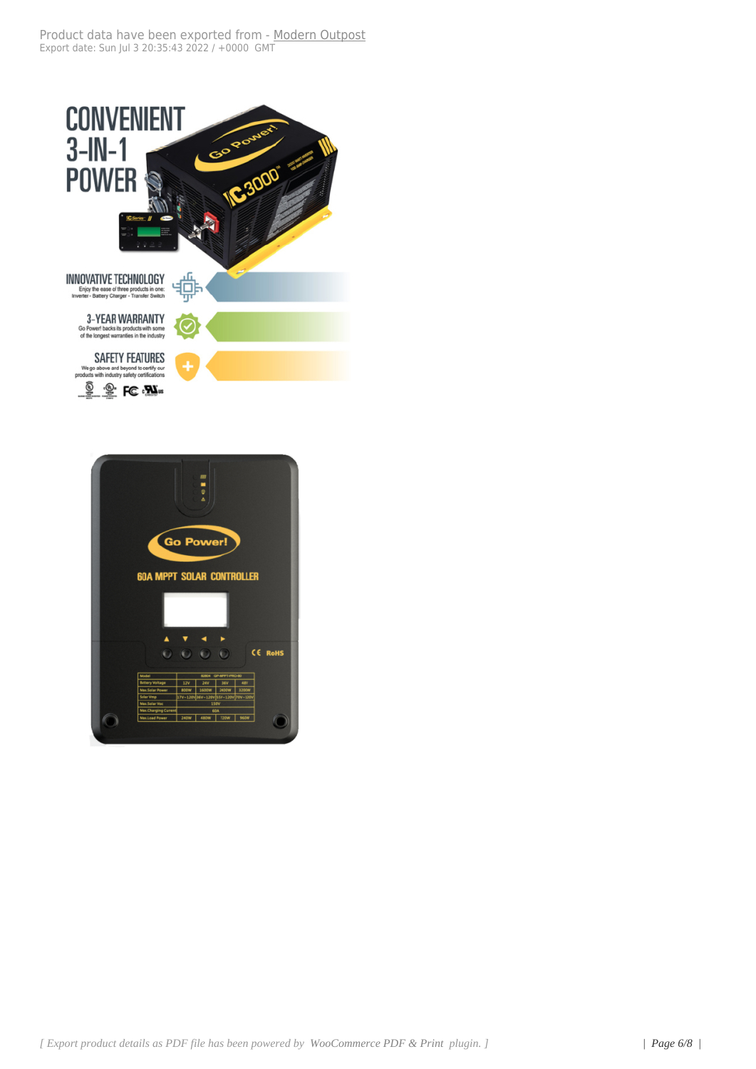# CONVENIENT 3-IN-1 POWER

**INNOVATIVE TECHNOLOGY**
Enjoy the ease of three products in one:
Inverter - Battery Charger - Transfer Switch

**3-YEAR WARRANTY**
Go Power! backs its products with some of the longest warranties in the industry

**SAFETY FEATURES**
We go above and beyond to certify our products with industry safety certifications

Go Power!

60A MPPT SOLAR CONTROLLER

| Model | 82804 GP-MPPT-PRO-60 | | | |
|---|---|---|---|---|
| Battery Voltage | 12V | 24V | 36V | 48V |
| Max.Solar Power | 800W | 1600W | 2400W | 3200W |
| Solar Vmp | 17V~120V | 34V~120V | 53V~120V | 70V~120V |
| Max.Solar Voc | 150V | | | |
| Max.Charging Current | 60A | | | |
| Max.Load Power | 240W | 480W | 720W | 960W |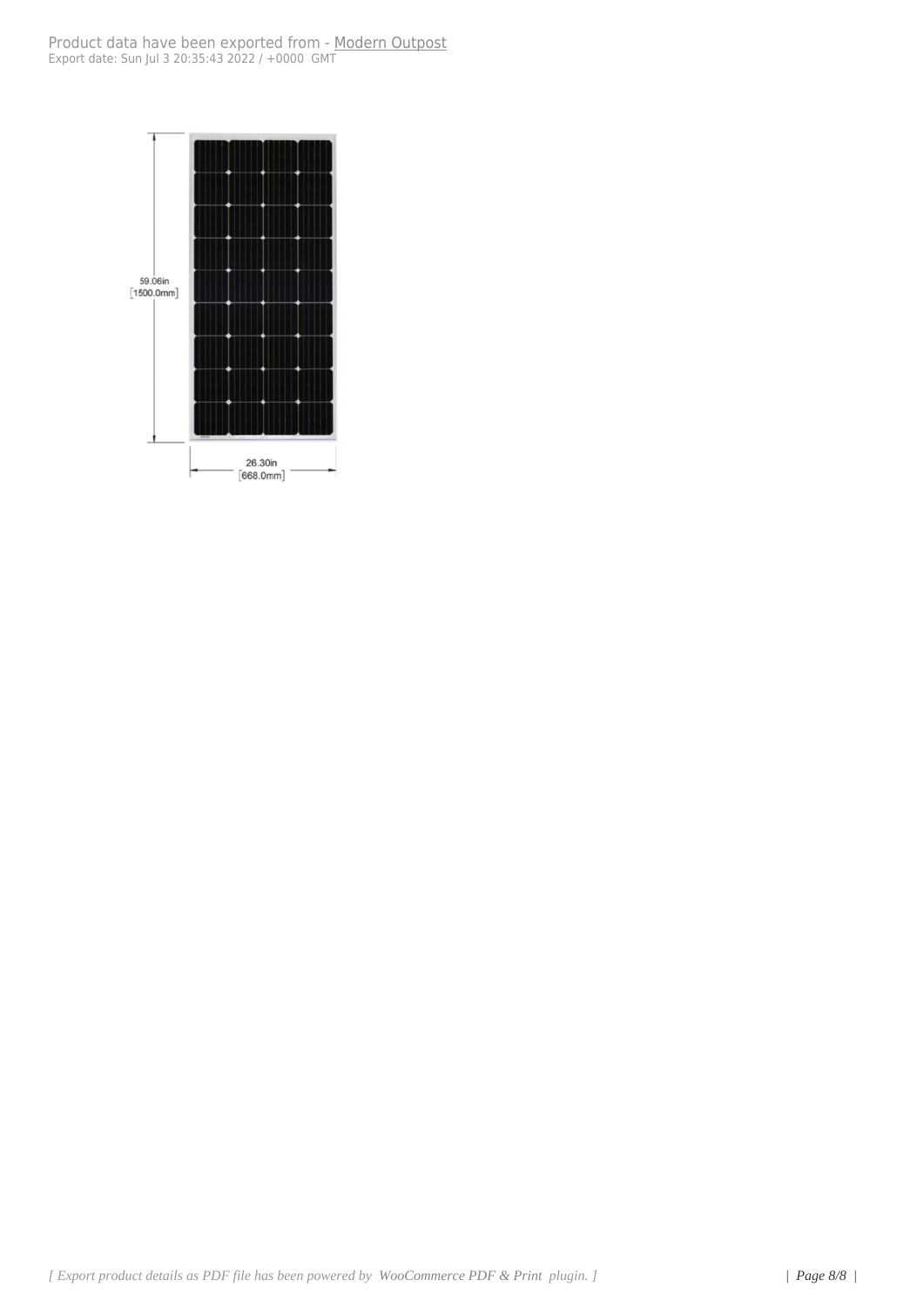59.06in
[1500.0mm]

26.30in
[668.0mm]